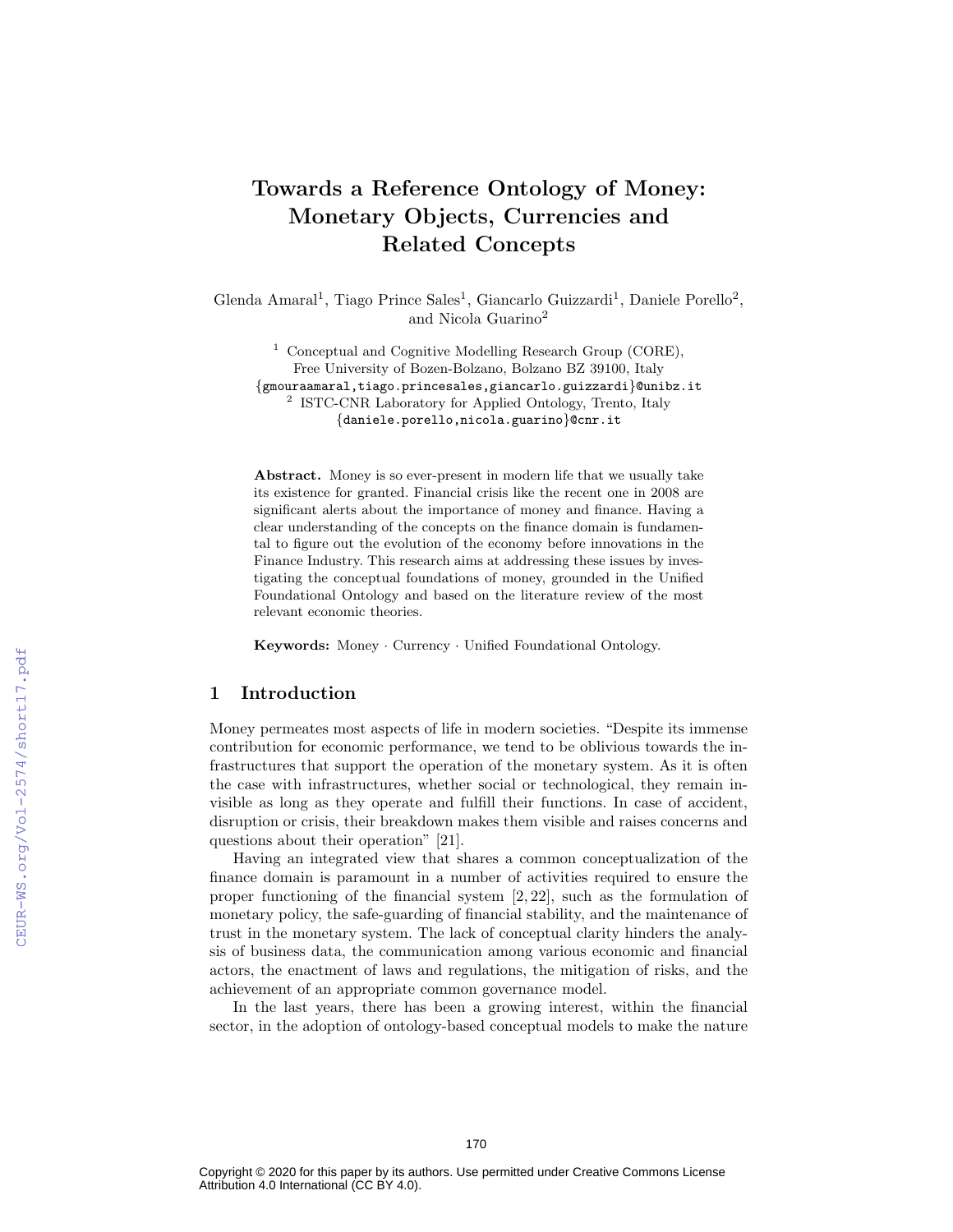# Towards a Reference Ontology of Money: Monetary Objects, Currencies and Related Concepts

Glenda Amaral[1], Tiago Prince Sales[1], Giancarlo Guizzardi[1], Daniele Porello[2], and Nicola Guarino[2]

[1] Conceptual and Cognitive Modelling Research Group (CORE), Free University of Bozen-Bolzano, Bolzano BZ 39100, Italy
{gmouraamaral,tiago.princesales,giancarlo.guizzardi}@unibz.it

[2] ISTC-CNR Laboratory for Applied Ontology, Trento, Italy
{daniele.porello,nicola.guarino}@cnr.it

**Abstract.** Money is so ever-present in modern life that we usually take its existence for granted. Financial crisis like the recent one in 2008 are significant alerts about the importance of money and finance. Having a clear understanding of the concepts on the finance domain is fundamental to figure out the evolution of the economy before innovations in the Finance Industry. This research aims at addressing these issues by investigating the conceptual foundations of money, grounded in the Unified Foundational Ontology and based on the literature review of the most relevant economic theories.

**Keywords:** Money · Currency · Unified Foundational Ontology.

## 1 Introduction

Money permeates most aspects of life in modern societies. "Despite its immense contribution for economic performance, we tend to be oblivious towards the infrastructures that support the operation of the monetary system. As it is often the case with infrastructures, whether social or technological, they remain invisible as long as they operate and fulfill their functions. In case of accident, disruption or crisis, their breakdown makes them visible and raises concerns and questions about their operation" [21].

Having an integrated view that shares a common conceptualization of the finance domain is paramount in a number of activities required to ensure the proper functioning of the financial system [2, 22], such as the formulation of monetary policy, the safe-guarding of financial stability, and the maintenance of trust in the monetary system. The lack of conceptual clarity hinders the analysis of business data, the communication among various economic and financial actors, the enactment of laws and regulations, the mitigation of risks, and the achievement of an appropriate common governance model.

In the last years, there has been a growing interest, within the financial sector, in the adoption of ontology-based conceptual models to make the nature

Copyright © 2020 for this paper by its authors. Use permitted under Creative Commons License Attribution 4.0 International (CC BY 4.0).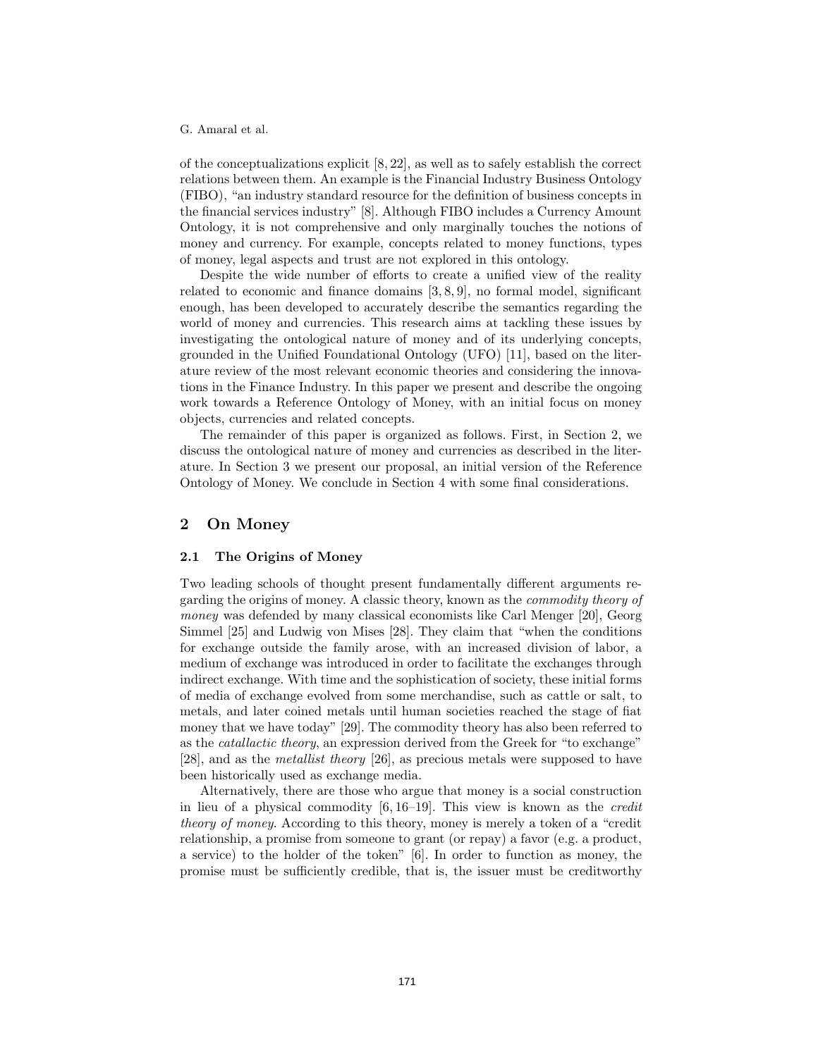of the conceptualizations explicit [8, 22], as well as to safely establish the correct relations between them. An example is the Financial Industry Business Ontology (FIBO), "an industry standard resource for the definition of business concepts in the financial services industry" [8]. Although FIBO includes a Currency Amount Ontology, it is not comprehensive and only marginally touches the notions of money and currency. For example, concepts related to money functions, types of money, legal aspects and trust are not explored in this ontology.

Despite the wide number of efforts to create a unified view of the reality related to economic and finance domains [3, 8, 9], no formal model, significant enough, has been developed to accurately describe the semantics regarding the world of money and currencies. This research aims at tackling these issues by investigating the ontological nature of money and of its underlying concepts, grounded in the Unified Foundational Ontology (UFO) [11], based on the literature review of the most relevant economic theories and considering the innovations in the Finance Industry. In this paper we present and describe the ongoing work towards a Reference Ontology of Money, with an initial focus on money objects, currencies and related concepts.

The remainder of this paper is organized as follows. First, in Section 2, we discuss the ontological nature of money and currencies as described in the literature. In Section 3 we present our proposal, an initial version of the Reference Ontology of Money. We conclude in Section 4 with some final considerations.

## 2 On Money

### 2.1 The Origins of Money

Two leading schools of thought present fundamentally different arguments regarding the origins of money. A classic theory, known as the *commodity theory of money* was defended by many classical economists like Carl Menger [20], Georg Simmel [25] and Ludwig von Mises [28]. They claim that "when the conditions for exchange outside the family arose, with an increased division of labor, a medium of exchange was introduced in order to facilitate the exchanges through indirect exchange. With time and the sophistication of society, these initial forms of media of exchange evolved from some merchandise, such as cattle or salt, to metals, and later coined metals until human societies reached the stage of fiat money that we have today" [29]. The commodity theory has also been referred to as the *catallactic theory*, an expression derived from the Greek for "to exchange" [28], and as the *metallist theory* [26], as precious metals were supposed to have been historically used as exchange media.

Alternatively, there are those who argue that money is a social construction in lieu of a physical commodity [6, 16–19]. This view is known as the *credit theory of money*. According to this theory, money is merely a token of a "credit relationship, a promise from someone to grant (or repay) a favor (e.g. a product, a service) to the holder of the token" [6]. In order to function as money, the promise must be sufficiently credible, that is, the issuer must be creditworthy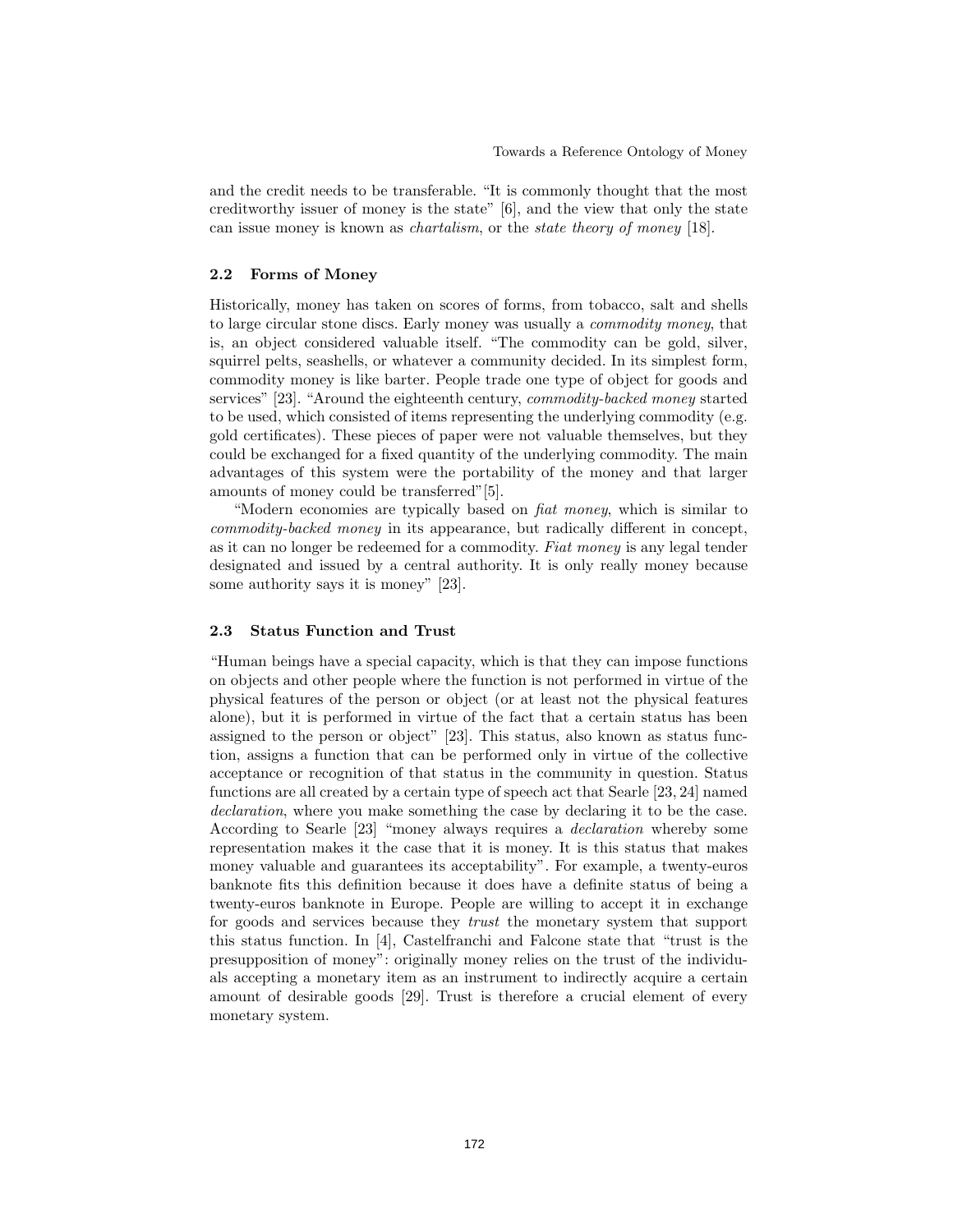and the credit needs to be transferable. "It is commonly thought that the most creditworthy issuer of money is the state" [6], and the view that only the state can issue money is known as *chartalism*, or the *state theory of money* [18].

### 2.2 Forms of Money

Historically, money has taken on scores of forms, from tobacco, salt and shells to large circular stone discs. Early money was usually a *commodity money*, that is, an object considered valuable itself. "The commodity can be gold, silver, squirrel pelts, seashells, or whatever a community decided. In its simplest form, commodity money is like barter. People trade one type of object for goods and services" [23]. "Around the eighteenth century, *commodity-backed money* started to be used, which consisted of items representing the underlying commodity (e.g. gold certificates). These pieces of paper were not valuable themselves, but they could be exchanged for a fixed quantity of the underlying commodity. The main advantages of this system were the portability of the money and that larger amounts of money could be transferred"[5].

"Modern economies are typically based on *fiat money*, which is similar to *commodity-backed money* in its appearance, but radically different in concept, as it can no longer be redeemed for a commodity. *Fiat money* is any legal tender designated and issued by a central authority. It is only really money because some authority says it is money" [23].

### 2.3 Status Function and Trust

"Human beings have a special capacity, which is that they can impose functions on objects and other people where the function is not performed in virtue of the physical features of the person or object (or at least not the physical features alone), but it is performed in virtue of the fact that a certain status has been assigned to the person or object" [23]. This status, also known as status function, assigns a function that can be performed only in virtue of the collective acceptance or recognition of that status in the community in question. Status functions are all created by a certain type of speech act that Searle [23, 24] named *declaration*, where you make something the case by declaring it to be the case. According to Searle [23] "money always requires a *declaration* whereby some representation makes it the case that it is money. It is this status that makes money valuable and guarantees its acceptability". For example, a twenty-euros banknote fits this definition because it does have a definite status of being a twenty-euros banknote in Europe. People are willing to accept it in exchange for goods and services because they *trust* the monetary system that support this status function. In [4], Castelfranchi and Falcone state that "trust is the presupposition of money": originally money relies on the trust of the individuals accepting a monetary item as an instrument to indirectly acquire a certain amount of desirable goods [29]. Trust is therefore a crucial element of every monetary system.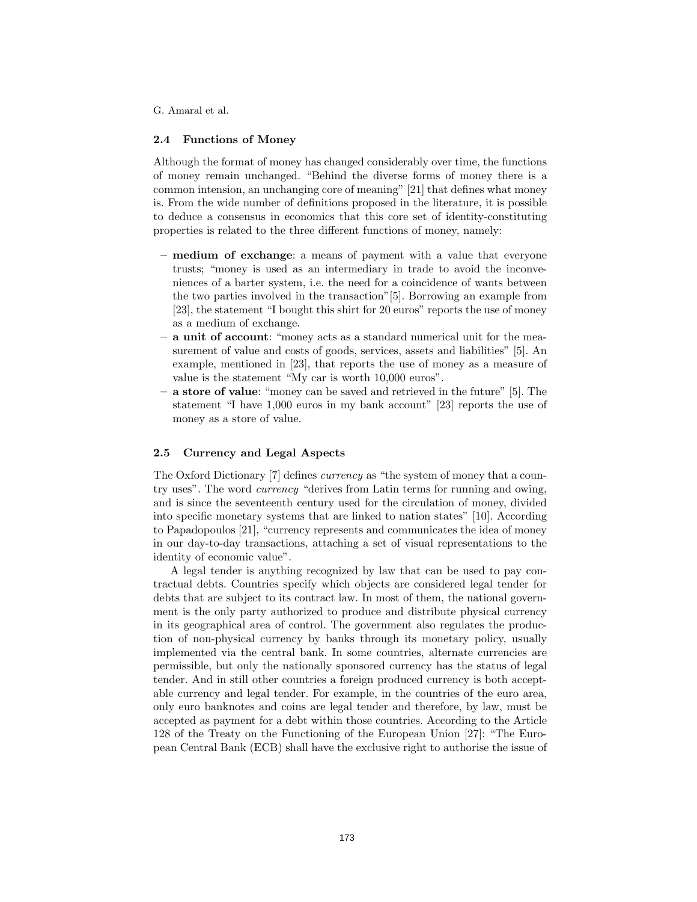### 2.4 Functions of Money

Although the format of money has changed considerably over time, the functions of money remain unchanged. "Behind the diverse forms of money there is a common intension, an unchanging core of meaning" [21] that defines what money is. From the wide number of definitions proposed in the literature, it is possible to deduce a consensus in economics that this core set of identity-constituting properties is related to the three different functions of money, namely:

- **medium of exchange**: a means of payment with a value that everyone trusts; "money is used as an intermediary in trade to avoid the inconveniences of a barter system, i.e. the need for a coincidence of wants between the two parties involved in the transaction"[5]. Borrowing an example from [23], the statement "I bought this shirt for 20 euros" reports the use of money as a medium of exchange.
- **a unit of account**: "money acts as a standard numerical unit for the measurement of value and costs of goods, services, assets and liabilities" [5]. An example, mentioned in [23], that reports the use of money as a measure of value is the statement "My car is worth 10,000 euros".
- **a store of value**: "money can be saved and retrieved in the future" [5]. The statement "I have 1,000 euros in my bank account" [23] reports the use of money as a store of value.

### 2.5 Currency and Legal Aspects

The Oxford Dictionary [7] defines *currency* as "the system of money that a country uses". The word *currency* "derives from Latin terms for running and owing, and is since the seventeenth century used for the circulation of money, divided into specific monetary systems that are linked to nation states" [10]. According to Papadopoulos [21], "currency represents and communicates the idea of money in our day-to-day transactions, attaching a set of visual representations to the identity of economic value".

A legal tender is anything recognized by law that can be used to pay contractual debts. Countries specify which objects are considered legal tender for debts that are subject to its contract law. In most of them, the national government is the only party authorized to produce and distribute physical currency in its geographical area of control. The government also regulates the production of non-physical currency by banks through its monetary policy, usually implemented via the central bank. In some countries, alternate currencies are permissible, but only the nationally sponsored currency has the status of legal tender. And in still other countries a foreign produced currency is both acceptable currency and legal tender. For example, in the countries of the euro area, only euro banknotes and coins are legal tender and therefore, by law, must be accepted as payment for a debt within those countries. According to the Article 128 of the Treaty on the Functioning of the European Union [27]: "The European Central Bank (ECB) shall have the exclusive right to authorise the issue of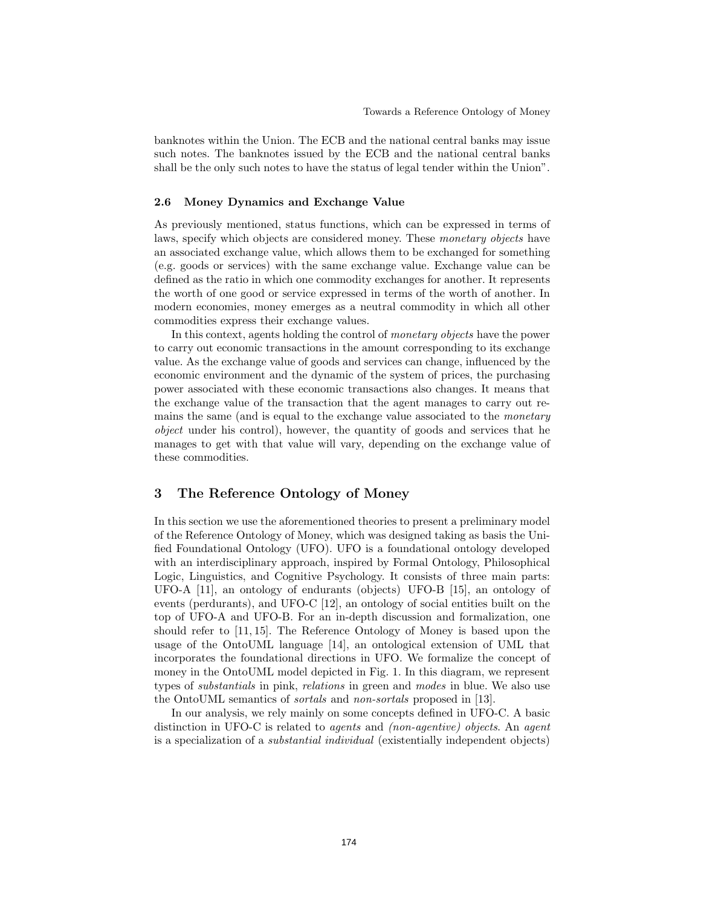banknotes within the Union. The ECB and the national central banks may issue such notes. The banknotes issued by the ECB and the national central banks shall be the only such notes to have the status of legal tender within the Union".

### 2.6 Money Dynamics and Exchange Value

As previously mentioned, status functions, which can be expressed in terms of laws, specify which objects are considered money. These *monetary objects* have an associated exchange value, which allows them to be exchanged for something (e.g. goods or services) with the same exchange value. Exchange value can be defined as the ratio in which one commodity exchanges for another. It represents the worth of one good or service expressed in terms of the worth of another. In modern economies, money emerges as a neutral commodity in which all other commodities express their exchange values.

In this context, agents holding the control of *monetary objects* have the power to carry out economic transactions in the amount corresponding to its exchange value. As the exchange value of goods and services can change, influenced by the economic environment and the dynamic of the system of prices, the purchasing power associated with these economic transactions also changes. It means that the exchange value of the transaction that the agent manages to carry out remains the same (and is equal to the exchange value associated to the *monetary object* under his control), however, the quantity of goods and services that he manages to get with that value will vary, depending on the exchange value of these commodities.

## 3 The Reference Ontology of Money

In this section we use the aforementioned theories to present a preliminary model of the Reference Ontology of Money, which was designed taking as basis the Unified Foundational Ontology (UFO). UFO is a foundational ontology developed with an interdisciplinary approach, inspired by Formal Ontology, Philosophical Logic, Linguistics, and Cognitive Psychology. It consists of three main parts: UFO-A [11], an ontology of endurants (objects) UFO-B [15], an ontology of events (perdurants), and UFO-C [12], an ontology of social entities built on the top of UFO-A and UFO-B. For an in-depth discussion and formalization, one should refer to [11, 15]. The Reference Ontology of Money is based upon the usage of the OntoUML language [14], ontological extension of UML that incorporates the foundational directions in UFO. We formalize the concept of money in the OntoUML model depicted in Fig. 1. In this diagram, we represent types of *substantials* in pink, *relations* in green and *modes* in blue. We also use the OntoUML semantics of *sortals* and *non-sortals* proposed in [13].

In our analysis, we rely mainly on some concepts defined in UFO-C. A basic distinction in UFO-C is related to *agents* and *(non-agentive) objects*. An *agent* is a specialization of a *substantial individual* (existentially independent objects)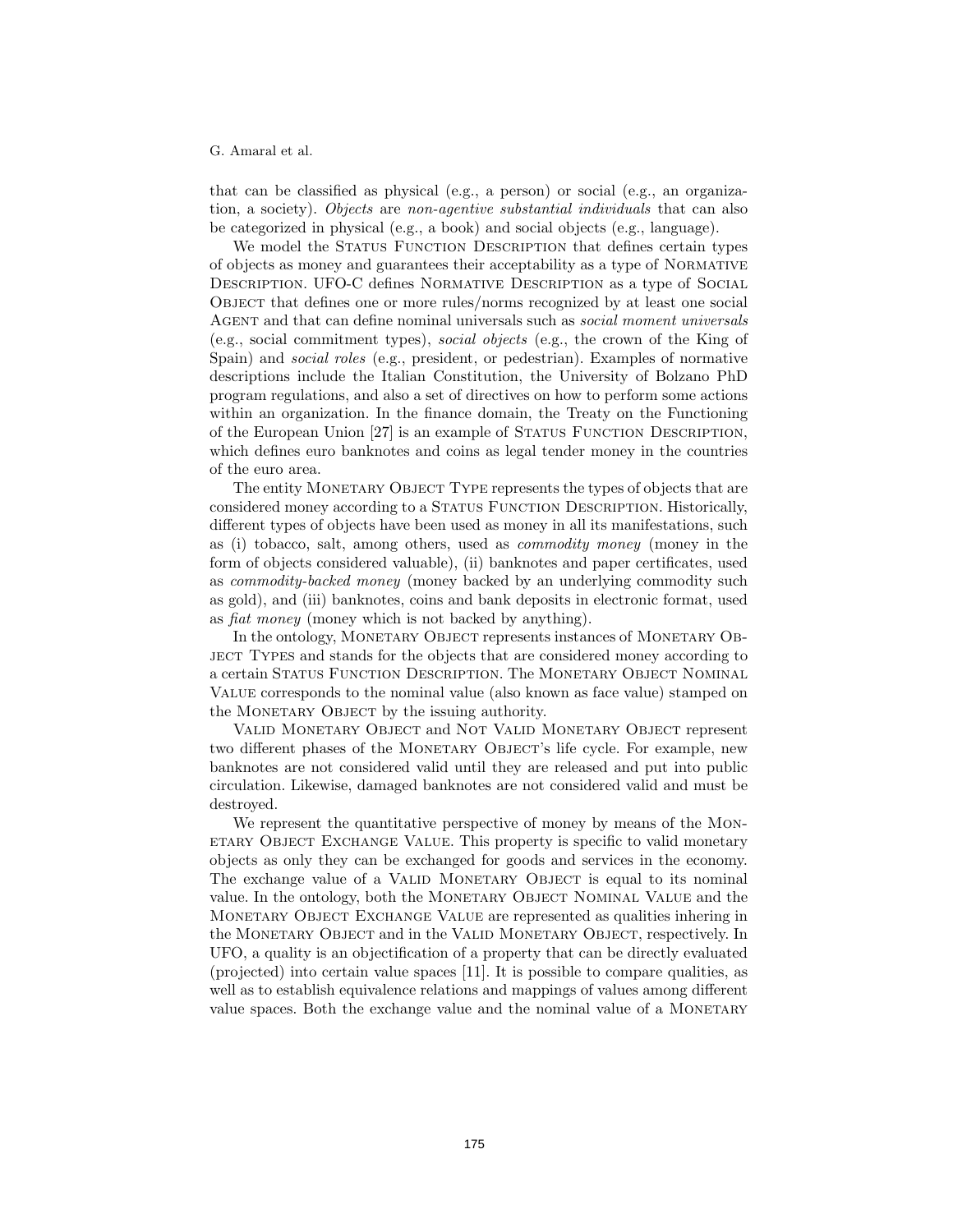that can be classified as physical (e.g., a person) or social (e.g., an organization, a society). *Objects* are *non-agentive substantial individuals* that can also be categorized in physical (e.g., a book) and social objects (e.g., language).

We model the Status Function Description that defines certain types of objects as money and guarantees their acceptability as a type of Normative Description. UFO-C defines Normative Description as a type of Social Object that defines one or more rules/norms recognized by at least one social Agent and that can define nominal universals such as *social moment universals* (e.g., social commitment types), *social objects* (e.g., the crown of the King of Spain) and *social roles* (e.g., president, or pedestrian). Examples of normative descriptions include the Italian Constitution, the University of Bolzano PhD program regulations, and also a set of directives on how to perform some actions within an organization. In the finance domain, the Treaty on the Functioning of the European Union [27] is an example of Status Function Description, which defines euro banknotes and coins as legal tender money in the countries of the euro area.

The entity Monetary Object Type represents the types of objects that are considered money according to a Status Function Description. Historically, different types of objects have been used as money in all its manifestations, such as (i) tobacco, salt, among others, used as *commodity money* (money in the form of objects considered valuable), (ii) banknotes and paper certificates, used as *commodity-backed money* (money backed by an underlying commodity such as gold), and (iii) banknotes, coins and bank deposits in electronic format, used as *fiat money* (money which is not backed by anything).

In the ontology, Monetary Object represents instances of Monetary Object Types and stands for the objects that are considered money according to a certain Status Function Description. The Monetary Object Nominal Value corresponds to the nominal value (also known as face value) stamped on the Monetary Object by the issuing authority.

Valid Monetary Object and Not Valid Monetary Object represent two different phases of the Monetary Object's life cycle. For example, new banknotes are not considered valid until they are released and put into public circulation. Likewise, damaged banknotes are not considered valid and must be destroyed.

We represent the quantitative perspective of money by means of the Monetary Object Exchange Value. This property is specific to valid monetary objects as only they can be exchanged for goods and services in the economy. The exchange value of a Valid Monetary Object is equal to its nominal value. In the ontology, both the Monetary Object Nominal Value and the Monetary Object Exchange Value are represented as qualities inhering in the Monetary Object and in the Valid Monetary Object, respectively. In UFO, a quality is an objectification of a property that can be directly evaluated (projected) into certain value spaces [11]. It is possible to compare qualities, as well as to establish equivalence relations and mappings of values among different value spaces. Both the exchange value and the nominal value of a Monetary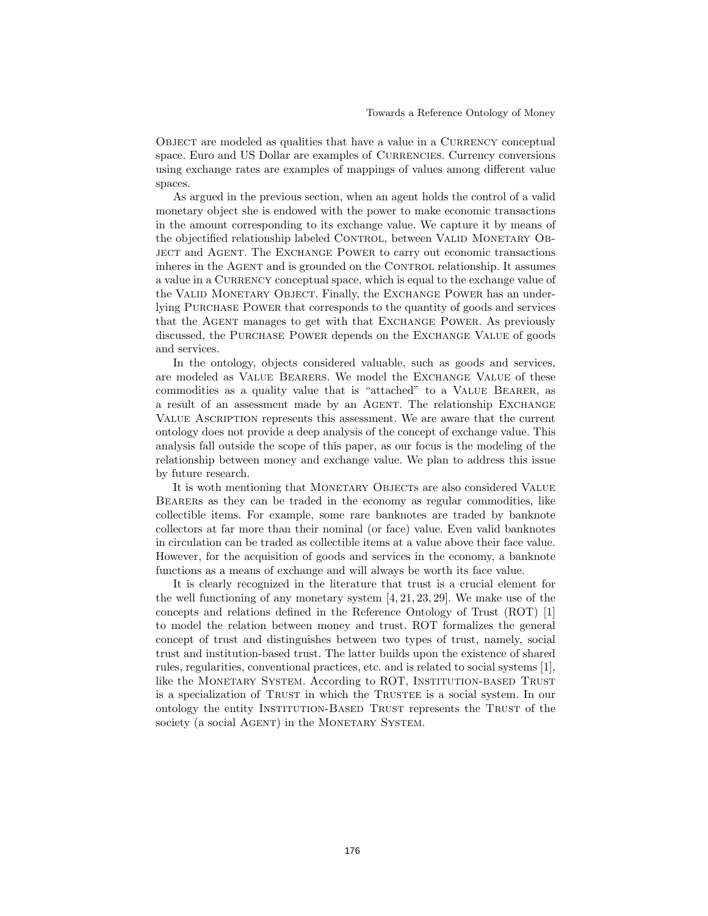Object are modeled as qualities that have a value in a Currency conceptual space. Euro and US Dollar are examples of Currencies. Currency conversions using exchange rates are examples of mappings of values among different value spaces.

As argued in the previous section, when an agent holds the control of a valid monetary object she is endowed with the power to make economic transactions in the amount corresponding to its exchange value. We capture it by means of the objectified relationship labeled Control, between Valid Monetary Object and Agent. The Exchange Power to carry out economic transactions inheres in the Agent and is grounded on the Control relationship. It assumes a value in a Currency conceptual space, which is equal to the exchange value of the Valid Monetary Object. Finally, the Exchange Power has an underlying Purchase Power that corresponds to the quantity of goods and services that the Agent manages to get with that Exchange Power. As previously discussed, the Purchase Power depends on the Exchange Value of goods and services.

In the ontology, objects considered valuable, such as goods and services, are modeled as Value Bearers. We model the Exchange Value of these commodities as a quality value that is "attached" to a Value Bearer, as a result of an assessment made by an Agent. The relationship Exchange Value Ascription represents this assessment. We are aware that the current ontology does not provide a deep analysis of the concept of exchange value. This analysis fall outside the scope of this paper, as our focus is the modeling of the relationship between money and exchange value. We plan to address this issue by future research.

It is woth mentioning that Monetary Objects are also considered Value Bearers as they can be traded in the economy as regular commodities, like collectible items. For example, some rare banknotes are traded by banknote collectors at far more than their nominal (or face) value. Even valid banknotes in circulation can be traded as collectible items at a value above their face value. However, for the acquisition of goods and services in the economy, a banknote functions as a means of exchange and will always be worth its face value.

It is clearly recognized in the literature that trust is a crucial element for the well functioning of any monetary system [4, 21, 23, 29]. We make use of the concepts and relations defined in the Reference Ontology of Trust (ROT) [1] to model the relation between money and trust. ROT formalizes the general concept of trust and distinguishes between two types of trust, namely, social trust and institution-based trust. The latter builds upon the existence of shared rules, regularities, conventional practices, etc. and is related to social systems [1], like the Monetary System. According to ROT, Institution-based Trust is a specialization of Trust in which the Trustee is a social system. In our ontology the entity Institution-Based Trust represents the Trust of the society (a social Agent) in the Monetary System.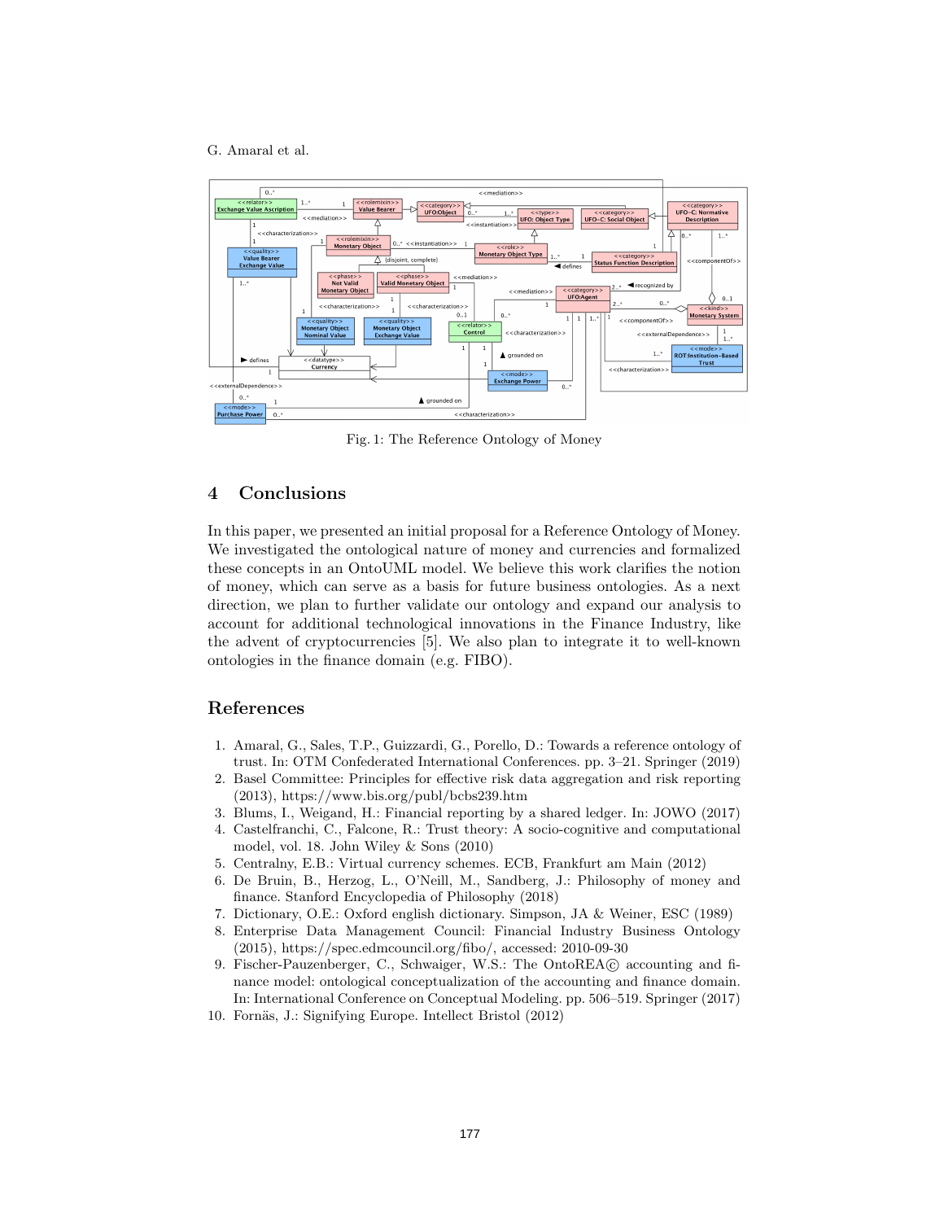Fig. 1: The Reference Ontology of Money

## 4 Conclusions

In this paper, we presented an initial proposal for a Reference Ontology of Money. We investigated the ontological nature of money and currencies and formalized these concepts in an OntoUML model. We believe this work clarifies the notion of money, which can serve as a basis for future business ontologies. As a next direction, we plan to further validate our ontology and expand our analysis to account for additional technological innovations in the Finance Industry, like the advent of cryptocurrencies [5]. We also plan to integrate it to well-known ontologies in the finance domain (e.g. FIBO).

## References

1. Amaral, G., Sales, T.P., Guizzardi, G., Porello, D.: Towards a reference ontology of trust. In: OTM Confederated International Conferences. pp. 3–21. Springer (2019)
2. Basel Committee: Principles for effective risk data aggregation and risk reporting (2013), https://www.bis.org/publ/bcbs239.htm
3. Blums, I., Weigand, H.: Financial reporting by a shared ledger. In: JOWO (2017)
4. Castelfranchi, C., Falcone, R.: Trust theory: A socio-cognitive and computational model, vol. 18. John Wiley & Sons (2010)
5. Centralny, E.B.: Virtual currency schemes. ECB, Frankfurt am Main (2012)
6. De Bruin, B., Herzog, L., O'Neill, M., Sandberg, J.: Philosophy of money and finance. Stanford Encyclopedia of Philosophy (2018)
7. Dictionary, O.E.: Oxford english dictionary. Simpson, JA & Weiner, ESC (1989)
8. Enterprise Data Management Council: Financial Industry Business Ontology (2015), https://spec.edmcouncil.org/fibo/, accessed: 2010-09-30
9. Fischer-Pauzenberger, C., Schwaiger, W.S.: The OntoREA© accounting and finance model: ontological conceptualization of the accounting and finance domain. In: International Conference on Conceptual Modeling. pp. 506–519. Springer (2017)
10. Fornäs, J.: Signifying Europe. Intellect Bristol (2012)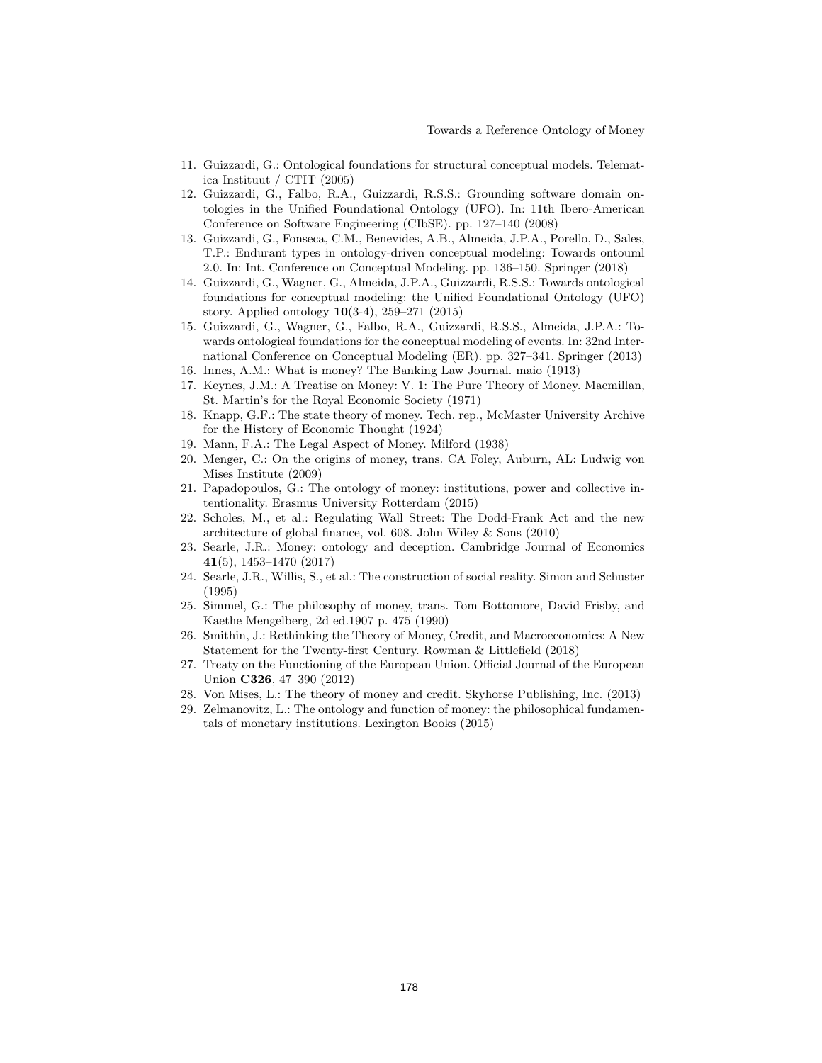11. Guizzardi, G.: Ontological foundations for structural conceptual models. Telematica Instituut / CTIT (2005)
12. Guizzardi, G., Falbo, R.A., Guizzardi, R.S.S.: Grounding software domain ontologies in the Unified Foundational Ontology (UFO). In: 11th Ibero-American Conference on Software Engineering (CIbSE). pp. 127–140 (2008)
13. Guizzardi, G., Fonseca, C.M., Benevides, A.B., Almeida, J.P.A., Porello, D., Sales, T.P.: Endurant types in ontology-driven conceptual modeling: Towards ontouml 2.0. In: Int. Conference on Conceptual Modeling. pp. 136–150. Springer (2018)
14. Guizzardi, G., Wagner, G., Almeida, J.P.A., Guizzardi, R.S.S.: Towards ontological foundations for conceptual modeling: the Unified Foundational Ontology (UFO) story. Applied ontology **10**(3-4), 259–271 (2015)
15. Guizzardi, G., Wagner, G., Falbo, R.A., Guizzardi, R.S.S., Almeida, J.P.A.: Towards ontological foundations for the conceptual modeling of events. In: 32nd International Conference on Conceptual Modeling (ER). pp. 327–341. Springer (2013)
16. Innes, A.M.: What is money? The Banking Law Journal. maio (1913)
17. Keynes, J.M.: A Treatise on Money: V. 1: The Pure Theory of Money. Macmillan, St. Martin's for the Royal Economic Society (1971)
18. Knapp, G.F.: The state theory of money. Tech. rep., McMaster University Archive for the History of Economic Thought (1924)
19. Mann, F.A.: The Legal Aspect of Money. Milford (1938)
20. Menger, C.: On the origins of money, trans. CA Foley, Auburn, AL: Ludwig von Mises Institute (2009)
21. Papadopoulos, G.: The ontology of money: institutions, power and collective intentionality. Erasmus University Rotterdam (2015)
22. Scholes, M., et al.: Regulating Wall Street: The Dodd-Frank Act and the new architecture of global finance, vol. 608. John Wiley & Sons (2010)
23. Searle, J.R.: Money: ontology and deception. Cambridge Journal of Economics **41**(5), 1453–1470 (2017)
24. Searle, J.R., Willis, S., et al.: The construction of social reality. Simon and Schuster (1995)
25. Simmel, G.: The philosophy of money, trans. Tom Bottomore, David Frisby, and Kaethe Mengelberg, 2d ed.1907 p. 475 (1990)
26. Smithin, J.: Rethinking the Theory of Money, Credit, and Macroeconomics: A New Statement for the Twenty-first Century. Rowman & Littlefield (2018)
27. Treaty on the Functioning of the European Union. Official Journal of the European Union **C326**, 47–390 (2012)
28. Von Mises, L.: The theory of money and credit. Skyhorse Publishing, Inc. (2013)
29. Zelmanovitz, L.: The ontology and function of money: the philosophical fundamentals of monetary institutions. Lexington Books (2015)